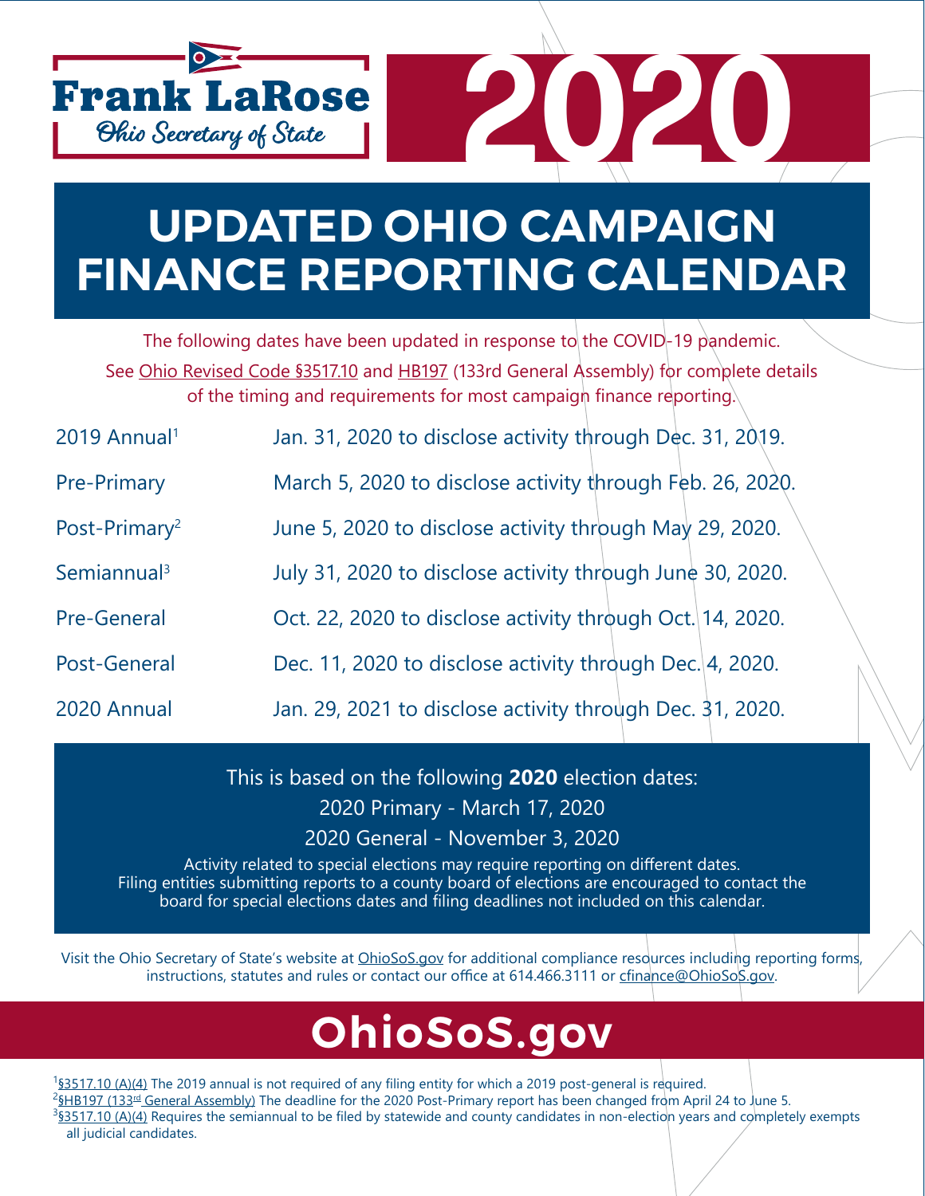Frank LaRose
Ohio Secretary of State

# 2020

# UPDATED OHIO CAMPAIGN FINANCE REPORTING CALENDAR

The following dates have been updated in response to the COVID-19 pandemic. See Ohio Revised Code §3517.10 and HB197 (133rd General Assembly) for complete details of the timing and requirements for most campaign finance reporting.

| | |
|---|---|
| 2019 Annual[1] | Jan. 31, 2020 to disclose activity through Dec. 31, 2019. |
| Pre-Primary | March 5, 2020 to disclose activity through Feb. 26, 2020. |
| Post-Primary[2] | June 5, 2020 to disclose activity through May 29, 2020. |
| Semiannual[3] | July 31, 2020 to disclose activity through June 30, 2020. |
| Pre-General | Oct. 22, 2020 to disclose activity through Oct. 14, 2020. |
| Post-General | Dec. 11, 2020 to disclose activity through Dec. 4, 2020. |
| 2020 Annual | Jan. 29, 2021 to disclose activity through Dec. 31, 2020. |

This is based on the following **2020** election dates:

2020 Primary - March 17, 2020

2020 General - November 3, 2020

Activity related to special elections may require reporting on different dates. Filing entities submitting reports to a county board of elections are encouraged to contact the board for special elections dates and filing deadlines not included on this calendar.

Visit the Ohio Secretary of State's website at OhioSoS.gov for additional compliance resources including reporting forms, instructions, statutes and rules or contact our office at 614.466.3111 or cfinance@OhioSoS.gov.

## OhioSoS.gov

[1] §3517.10 (A)(4) The 2019 annual is not required of any filing entity for which a 2019 post-general is required.

[2] §HB197 (133rd General Assembly) The deadline for the 2020 Post-Primary report has been changed from April 24 to June 5.

[3] §3517.10 (A)(4) Requires the semiannual to be filed by statewide and county candidates in non-election years and completely exempts all judicial candidates.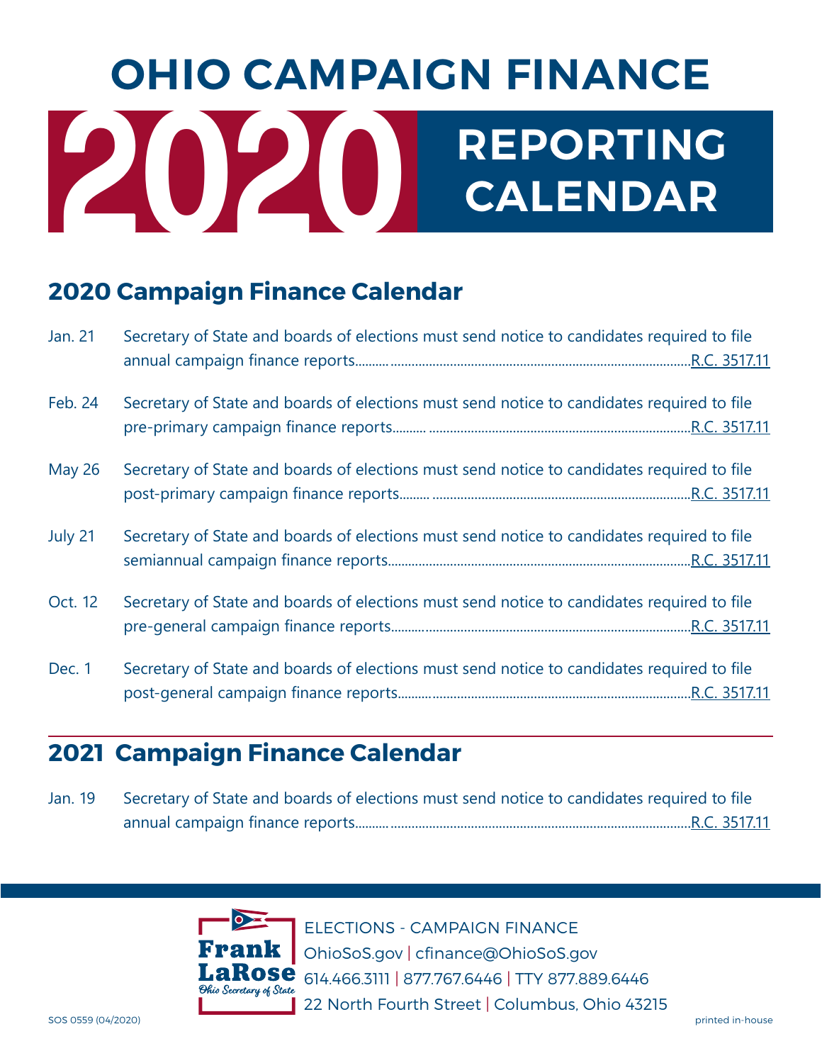# OHIO CAMPAIGN FINANCE

# 2020 REPORTING CALENDAR

## 2020 Campaign Finance Calendar

| | |
|---|---|
| Jan. 21 | Secretary of State and boards of elections must send notice to candidates required to file annual campaign finance reports.......... R.C. 3517.11 |
| Feb. 24 | Secretary of State and boards of elections must send notice to candidates required to file pre-primary campaign finance reports.......... R.C. 3517.11 |
| May 26 | Secretary of State and boards of elections must send notice to candidates required to file post-primary campaign finance reports.......... R.C. 3517.11 |
| July 21 | Secretary of State and boards of elections must send notice to candidates required to file semiannual campaign finance reports.......... R.C. 3517.11 |
| Oct. 12 | Secretary of State and boards of elections must send notice to candidates required to file pre-general campaign finance reports.......... R.C. 3517.11 |
| Dec. 1 | Secretary of State and boards of elections must send notice to candidates required to file post-general campaign finance reports.......... R.C. 3517.11 |

## 2021 Campaign Finance Calendar

| | |
|---|---|
| Jan. 19 | Secretary of State and boards of elections must send notice to candidates required to file annual campaign finance reports.......... R.C. 3517.11 |

Frank LaRose
Ohio Secretary of State

ELECTIONS - CAMPAIGN FINANCE
OhioSoS.gov | cfinance@OhioSoS.gov
614.466.3111 | 877.767.6446 | TTY 877.889.6446
22 North Fourth Street | Columbus, Ohio 43215

SOS 0559 (04/2020)

printed in-house